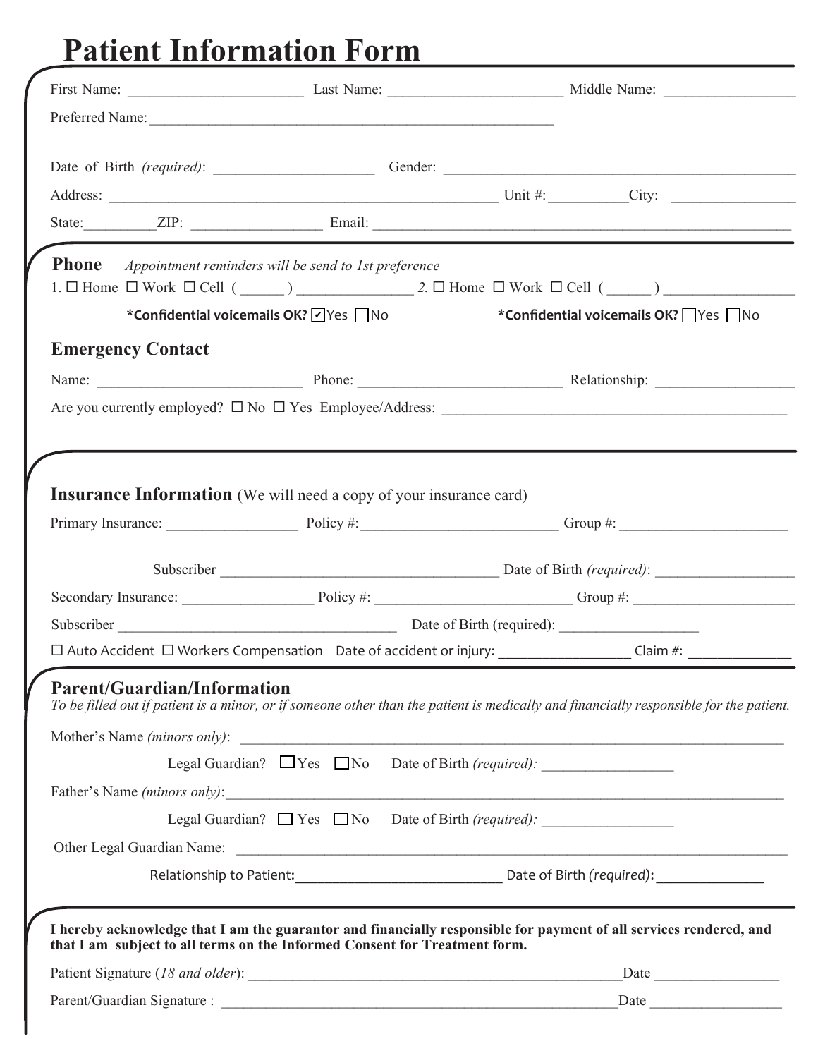# Patient Information Form

First Name: ______________________ Last Name: ______________________ Middle Name: ________________

Preferred Name: ____________________________________________________

Date of Birth *(required)*: ____________________ Gender: ____________________________________________

Address: __________________________________________________ Unit #:__________City: _______________

State:_________ZIP: ________________ Email: ____________________________________________________

## Phone

*Appointment reminders will be send to 1st preference*

1. ☐ Home ☐ Work ☐ Cell ( ______ ) ______________ *2.* ☐ Home ☐ Work ☐ Cell ( ______ ) ________________

**\*Confidential voicemails OK?** ☑ Yes ☐ No **\*Confidential voicemails OK?** ☐ Yes ☐ No

## Emergency Contact

Name: __________________________ Phone: __________________________ Relationship: _________________

Are you currently employed? ☐ No ☐ Yes Employee/Address: ____________________________________________

## Insurance Information (We will need a copy of your insurance card)

Primary Insurance: ________________ Policy #:________________________ Group #: _____________________

Subscriber ___________________________________ Date of Birth *(required)*: _________________

Secondary Insurance: ________________ Policy #: ________________________ Group #: ____________________

Subscriber ___________________________________ Date of Birth (required): _________________

☐ Auto Accident ☐ Workers Compensation Date of accident or injury: _________________ Claim #: _____________

## Parent/Guardian/Information

*To be filled out if patient is a minor, or if someone other than the patient is medically and financially responsible for the patient.*

Mother's Name *(minors only)*: ________________________________________________________________

Legal Guardian? ☐ Yes ☐ No Date of Birth *(required):* ________________

Father's Name *(minors only)*:________________________________________________________________

Legal Guardian? ☐ Yes ☐ No Date of Birth *(required):* ________________

Other Legal Guardian Name: ___________________________________________________________________

Relationship to Patient:__________________________ Date of Birth *(required)*: _____________

**I hereby acknowledge that I am the guarantor and financially responsible for payment of all services rendered, and that I am subject to all terms on the Informed Consent for Treatment form.**

Patient Signature (*18 and older*): _______________________________________________Date _______________

Parent/Guardian Signature : ______________________________________________________Date ________________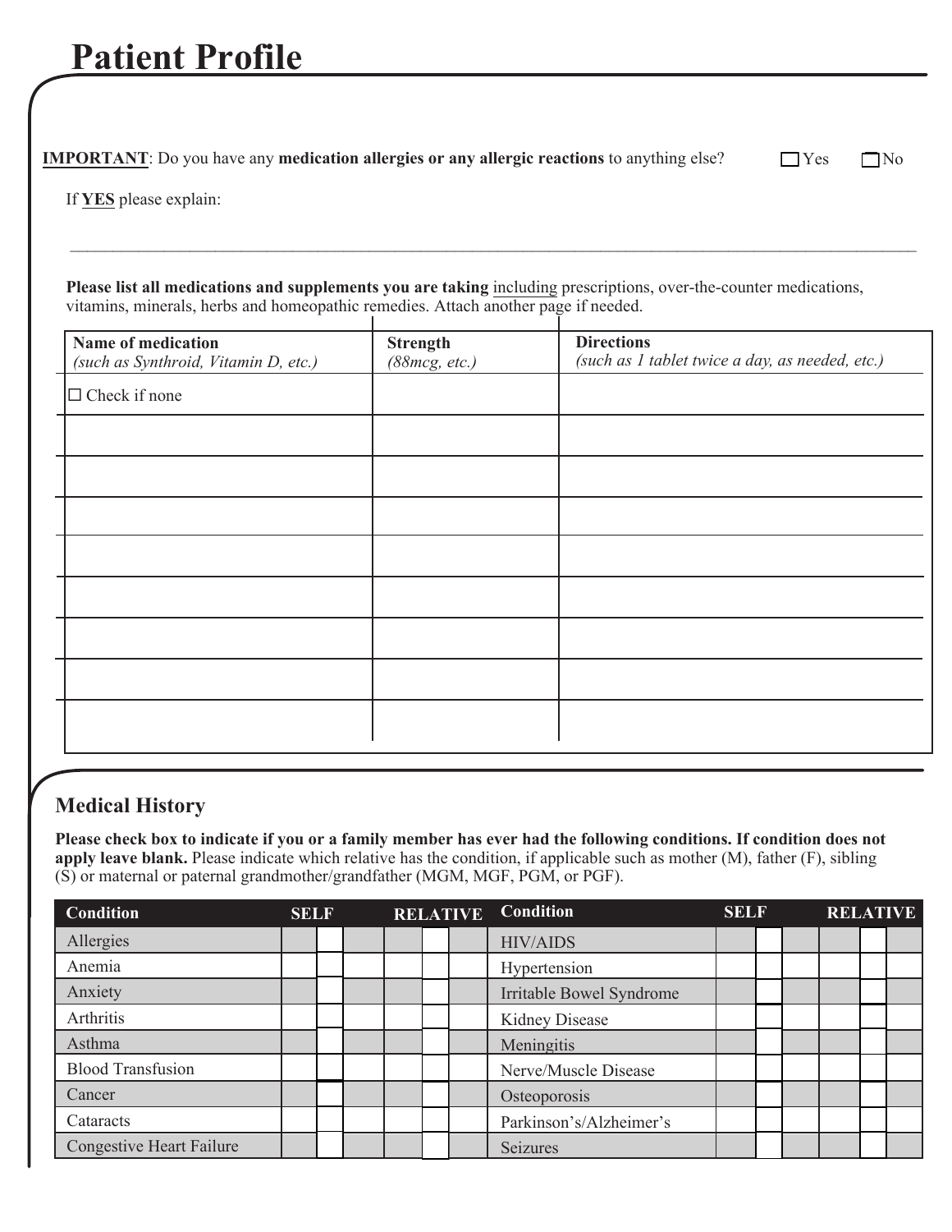# Patient Profile

**IMPORTANT**: Do you have any **medication allergies or any allergic reactions** to anything else? ☐ Yes ☐ No

If **YES** please explain:

______________________________________________________________________________

**Please list all medications and supplements you are taking** including prescriptions, over-the-counter medications, vitamins, minerals, herbs and homeopathic remedies. Attach another page if needed.

| **Name of medication** *(such as Synthroid, Vitamin D, etc.)* | **Strength** *(88mcg, etc.)* | **Directions** *(such as 1 tablet twice a day, as needed, etc.)* |
|---|---|---|
| ☐ Check if none | | |
| | | |
| | | |
| | | |
| | | |
| | | |
| | | |
| | | |
| | | |

## Medical History

**Please check box to indicate if you or a family member has ever had the following conditions. If condition does not apply leave blank.** Please indicate which relative has the condition, if applicable such as mother (M), father (F), sibling (S) or maternal or paternal grandmother/grandfather (MGM, MGF, PGM, or PGF).

| Condition | SELF | RELATIVE | Condition | SELF | RELATIVE |
|---|---|---|---|---|---|
| Allergies | | | HIV/AIDS | | |
| Anemia | | | Hypertension | | |
| Anxiety | | | Irritable Bowel Syndrome | | |
| Arthritis | | | Kidney Disease | | |
| Asthma | | | Meningitis | | |
| Blood Transfusion | | | Nerve/Muscle Disease | | |
| Cancer | | | Osteoporosis | | |
| Cataracts | | | Parkinson's/Alzheimer's | | |
| Congestive Heart Failure | | | Seizures | | |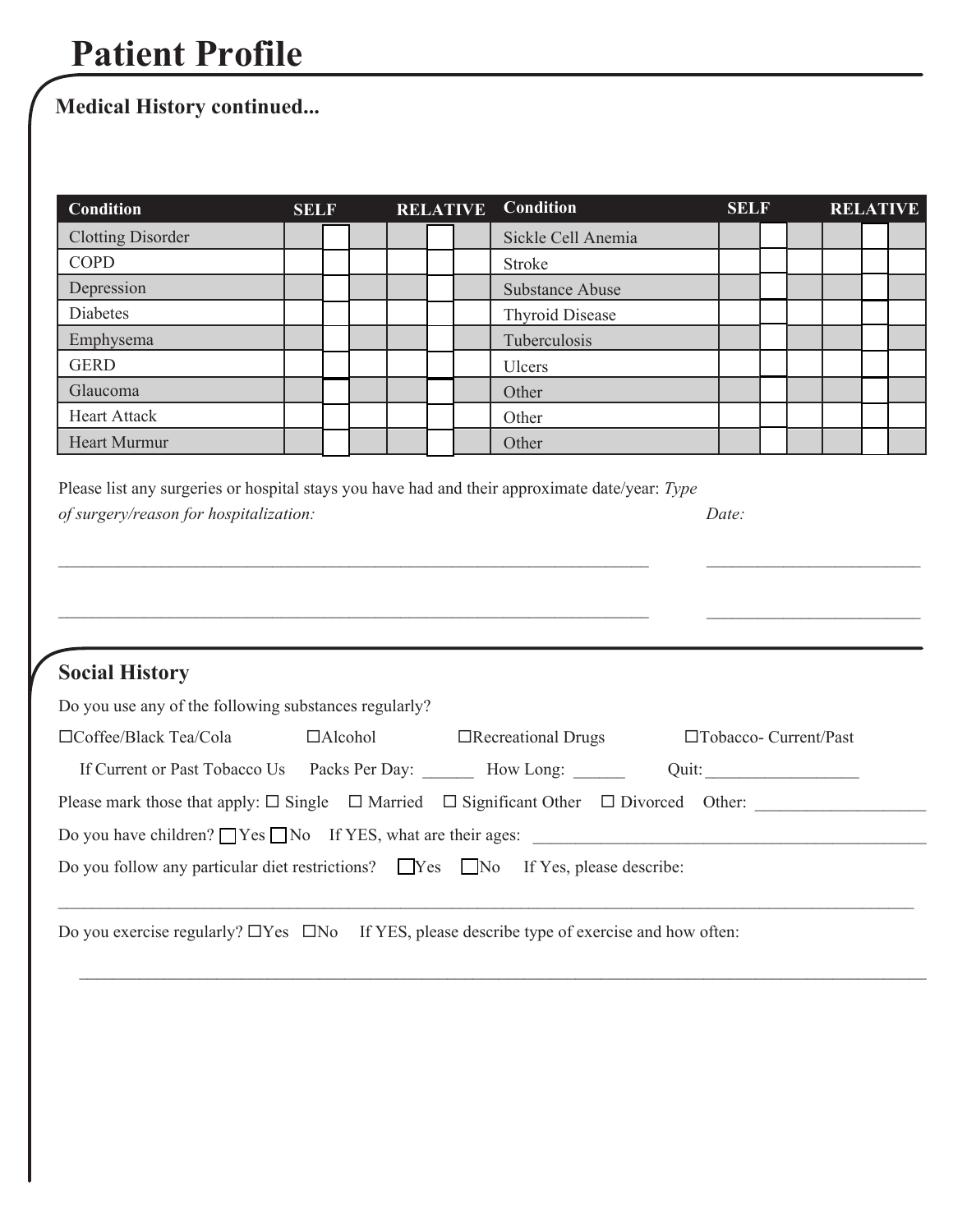# Patient Profile

## Medical History continued...

| Condition | SELF | RELATIVE | Condition | SELF | RELATIVE |
|---|---|---|---|---|---|
| Clotting Disorder | ☐ | ☐ | Sickle Cell Anemia | ☐ | ☐ |
| COPD | ☐ | ☐ | Stroke | ☐ | ☐ |
| Depression | ☐ | ☐ | Substance Abuse | ☐ | ☐ |
| Diabetes | ☐ | ☐ | Thyroid Disease | ☐ | ☐ |
| Emphysema | ☐ | ☐ | Tuberculosis | ☐ | ☐ |
| GERD | ☐ | ☐ | Ulcers | ☐ | ☐ |
| Glaucoma | ☐ | ☐ | Other | ☐ | ☐ |
| Heart Attack | ☐ | ☐ | Other | ☐ | ☐ |
| Heart Murmur | ☐ | ☐ | Other | ☐ | ☐ |

Please list any surgeries or hospital stays you have had and their approximate date/year: *Type of surgery/reason for hospitalization:* *Date:*

_______________________________________________________________________ ________________________

_______________________________________________________________________ ________________________

## Social History

Do you use any of the following substances regularly?

☐Coffee/Black Tea/Cola ☐Alcohol ☐Recreational Drugs ☐Tobacco- Current/Past

If Current or Past Tobacco Us Packs Per Day: ______ How Long: ______ Quit:__________________

Please mark those that apply: ☐ Single ☐ Married ☐ Significant Other ☐ Divorced Other: ____________________

Do you have children? ☐Yes ☐No If YES, what are their ages: ________________________________________________

Do you follow any particular diet restrictions? ☐Yes ☐No If Yes, please describe:

_____________________________________________________________________________________________________

Do you exercise regularly? ☐Yes ☐No If YES, please describe type of exercise and how often:

_____________________________________________________________________________________________________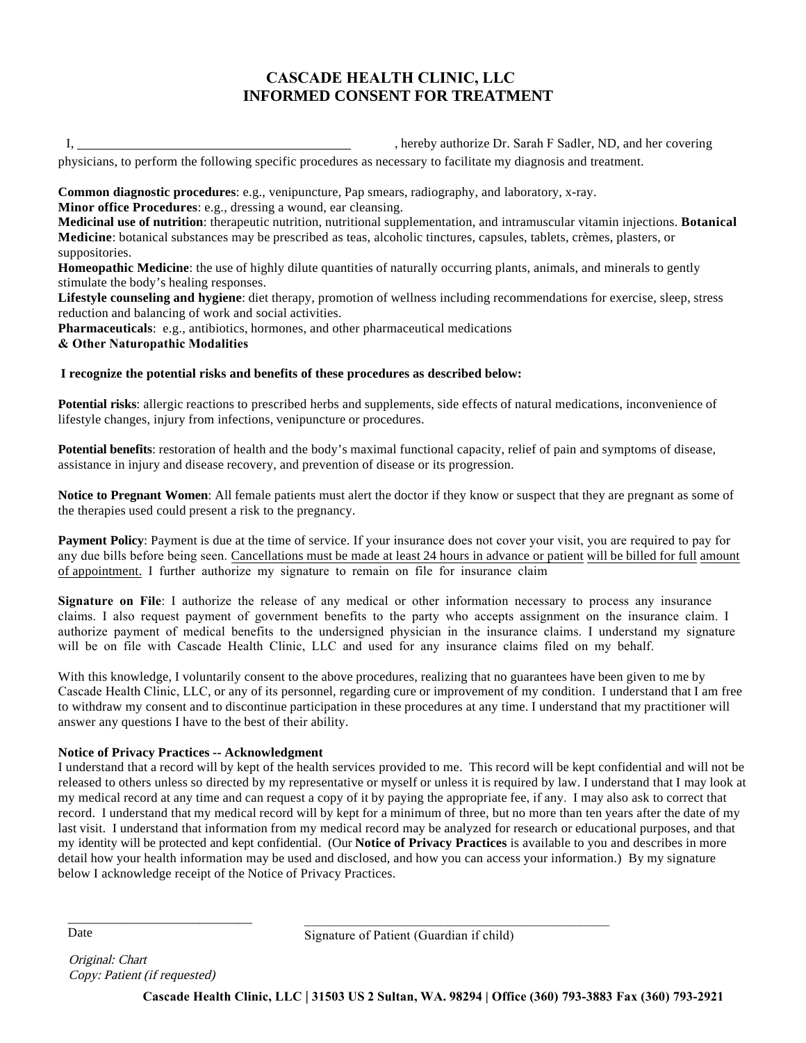# CASCADE HEALTH CLINIC, LLC
# INFORMED CONSENT FOR TREATMENT

I, ________________________________________, hereby authorize Dr. Sarah F Sadler, ND, and her covering physicians, to perform the following specific procedures as necessary to facilitate my diagnosis and treatment.

**Common diagnostic procedures**: e.g., venipuncture, Pap smears, radiography, and laboratory, x-ray.
**Minor office Procedures**: e.g., dressing a wound, ear cleansing.
**Medicinal use of nutrition**: therapeutic nutrition, nutritional supplementation, and intramuscular vitamin injections. **Botanical Medicine**: botanical substances may be prescribed as teas, alcoholic tinctures, capsules, tablets, crèmes, plasters, or suppositories.
**Homeopathic Medicine**: the use of highly dilute quantities of naturally occurring plants, animals, and minerals to gently stimulate the body's healing responses.
**Lifestyle counseling and hygiene**: diet therapy, promotion of wellness including recommendations for exercise, sleep, stress reduction and balancing of work and social activities.
**Pharmaceuticals**: e.g., antibiotics, hormones, and other pharmaceutical medications
**& Other Naturopathic Modalities**

**I recognize the potential risks and benefits of these procedures as described below:**

**Potential risks**: allergic reactions to prescribed herbs and supplements, side effects of natural medications, inconvenience of lifestyle changes, injury from infections, venipuncture or procedures.

**Potential benefits**: restoration of health and the body's maximal functional capacity, relief of pain and symptoms of disease, assistance in injury and disease recovery, and prevention of disease or its progression.

**Notice to Pregnant Women**: All female patients must alert the doctor if they know or suspect that they are pregnant as some of the therapies used could present a risk to the pregnancy.

**Payment Policy**: Payment is due at the time of service. If your insurance does not cover your visit, you are required to pay for any due bills before being seen. <u>Cancellations must be made at least 24 hours in advance or patient will be billed for full amount of appointment.</u> I further authorize my signature to remain on file for insurance claim

**Signature on File**: I authorize the release of any medical or other information necessary to process any insurance claims. I also request payment of government benefits to the party who accepts assignment on the insurance claim. I authorize payment of medical benefits to the undersigned physician in the insurance claims. I understand my signature will be on file with Cascade Health Clinic, LLC and used for any insurance claims filed on my behalf.

With this knowledge, I voluntarily consent to the above procedures, realizing that no guarantees have been given to me by Cascade Health Clinic, LLC, or any of its personnel, regarding cure or improvement of my condition. I understand that I am free to withdraw my consent and to discontinue participation in these procedures at any time. I understand that my practitioner will answer any questions I have to the best of their ability.

**Notice of Privacy Practices -- Acknowledgment**
I understand that a record will by kept of the health services provided to me. This record will be kept confidential and will not be released to others unless so directed by my representative or myself or unless it is required by law. I understand that I may look at my medical record at any time and can request a copy of it by paying the appropriate fee, if any. I may also ask to correct that record. I understand that my medical record will by kept for a minimum of three, but no more than ten years after the date of my last visit. I understand that information from my medical record may be analyzed for research or educational purposes, and that my identity will be protected and kept confidential. (Our **Notice of Privacy Practices** is available to you and describes in more detail how your health information may be used and disclosed, and how you can access your information.) By my signature below I acknowledge receipt of the Notice of Privacy Practices.

____________________________ &nbsp;&nbsp;&nbsp;&nbsp; ______________________________________________
Date &nbsp;&nbsp;&nbsp;&nbsp; Signature of Patient (Guardian if child)

*Original: Chart*
*Copy: Patient (if requested)*

**Cascade Health Clinic, LLC | 31503 US 2 Sultan, WA. 98294 | Office (360) 793-3883 Fax (360) 793-2921**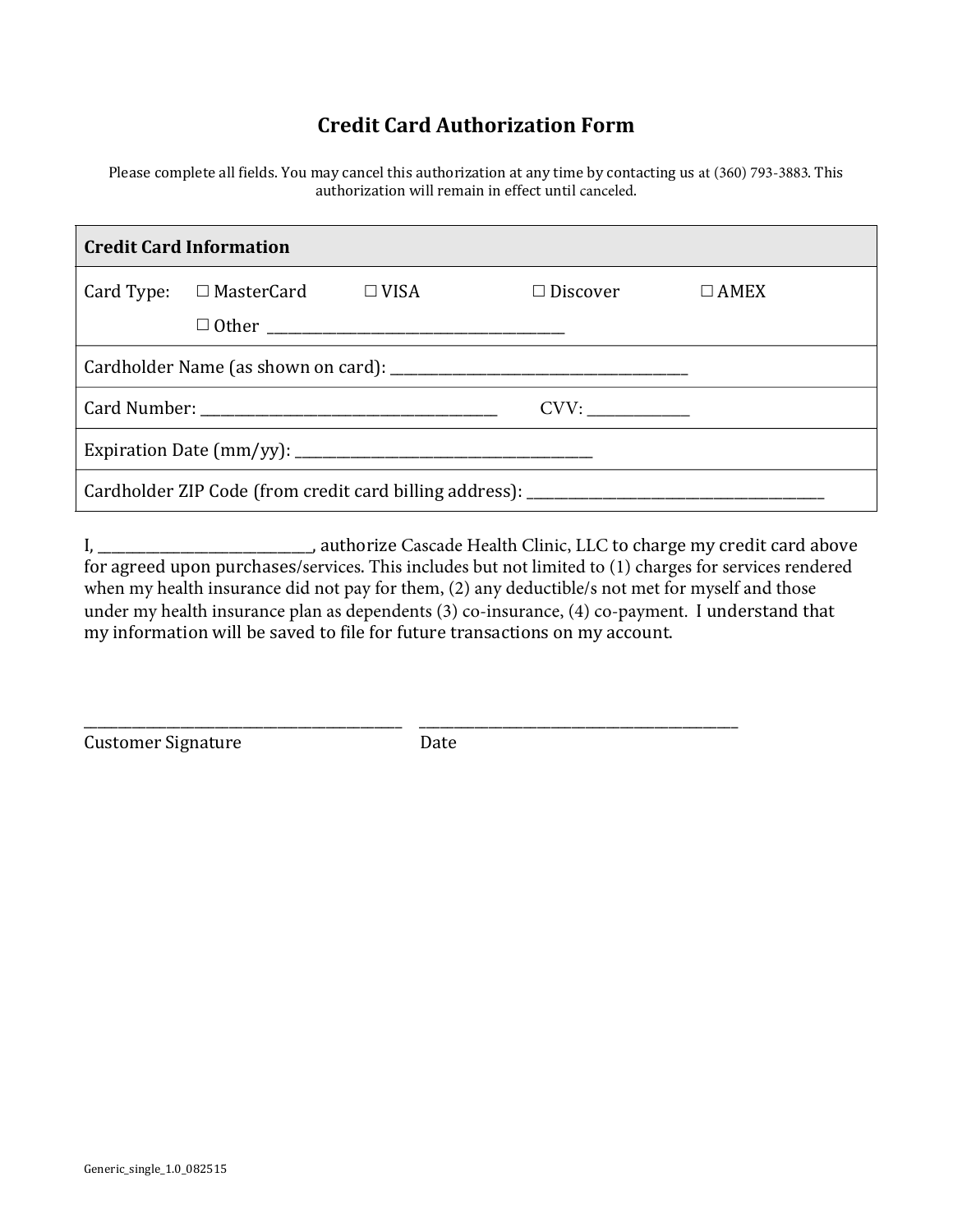# Credit Card Authorization Form

Please complete all fields. You may cancel this authorization at any time by contacting us at (360) 793-3883. This authorization will remain in effect until canceled.

| Credit Card Information | | | | |
|---|---|---|---|---|
| Card Type: | ☐ MasterCard | ☐ VISA | ☐ Discover | ☐ AMEX |
| | ☐ Other ______________________________________ | | | |
| Cardholder Name (as shown on card): ______________________________________ | | | | |
| Card Number: ______________________________________ | | CVV: _____________ | | |
| Expiration Date (mm/yy): ______________________________________ | | | | |
| Cardholder ZIP Code (from credit card billing address): ______________________________________ | | | | |

I, ___________________________, authorize Cascade Health Clinic, LLC to charge my credit card above for agreed upon purchases/services. This includes but not limited to (1) charges for services rendered when my health insurance did not pay for them, (2) any deductible/s not met for myself and those under my health insurance plan as dependents (3) co-insurance, (4) co-payment. I understand that my information will be saved to file for future transactions on my account.

_________________________________________ _________________________________________

Customer Signature Date

Generic_single_1.0_082515